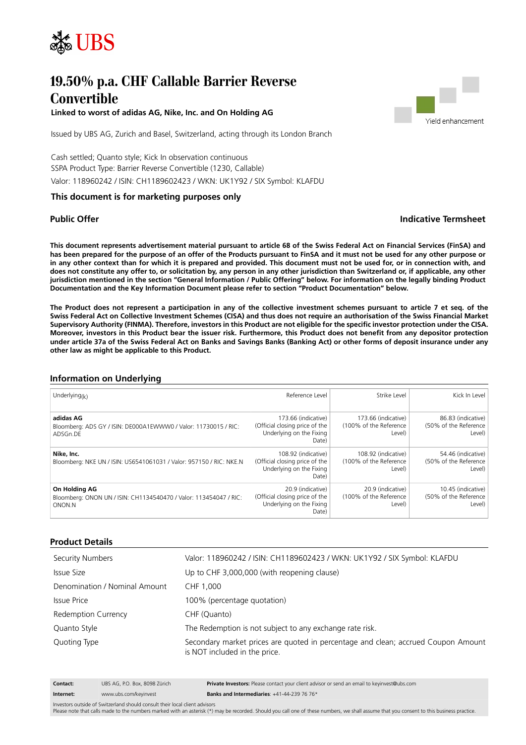# 19.50% p.a. CHF Callable Barrier Reverse Convertible

**Linked to worst of adidas AG, Nike, Inc. and On Holding AG**

Yield enhancement

Issued by UBS AG, Zurich and Basel, Switzerland, acting through its London Branch

Cash settled; Quanto style; Kick In observation continuous
SSPA Product Type: Barrier Reverse Convertible (1230, Callable)
Valor: 118960242 / ISIN: CH1189602423 / WKN: UK1Y92 / SIX Symbol: KLAFDU

**This document is for marketing purposes only**

**Public Offer** **Indicative Termsheet**

**This document represents advertisement material pursuant to article 68 of the Swiss Federal Act on Financial Services (FinSA) and has been prepared for the purpose of an offer of the Products pursuant to FinSA and it must not be used for any other purpose or in any other context than for which it is prepared and provided. This document must not be used for, or in connection with, and does not constitute any offer to, or solicitation by, any person in any other jurisdiction than Switzerland or, if applicable, any other jurisdiction mentioned in the section "General Information / Public Offering" below. For information on the legally binding Product Documentation and the Key Information Document please refer to section "Product Documentation" below.**

**The Product does not represent a participation in any of the collective investment schemes pursuant to article 7 et seq. of the Swiss Federal Act on Collective Investment Schemes (CISA) and thus does not require an authorisation of the Swiss Financial Market Supervisory Authority (FINMA). Therefore, investors in this Product are not eligible for the specific investor protection under the CISA. Moreover, investors in this Product bear the issuer risk. Furthermore, this Product does not benefit from any depositor protection under article 37a of the Swiss Federal Act on Banks and Savings Banks (Banking Act) or other forms of deposit insurance under any other law as might be applicable to this Product.**

## Information on Underlying

| Underlying$_{(k)}$ | Reference Level | Strike Level | Kick In Level |
|---|---|---|---|
| **adidas AG**<br>Bloomberg: ADS GY / ISIN: DE000A1EWWW0 / Valor: 11730015 / RIC: ADSGn.DE | 173.66 (indicative) (Official closing price of the Underlying on the Fixing Date) | 173.66 (indicative) (100% of the Reference Level) | 86.83 (indicative) (50% of the Reference Level) |
| **Nike, Inc.**<br>Bloomberg: NKE UN / ISIN: US6541061031 / Valor: 957150 / RIC: NKE.N | 108.92 (indicative) (Official closing price of the Underlying on the Fixing Date) | 108.92 (indicative) (100% of the Reference Level) | 54.46 (indicative) (50% of the Reference Level) |
| **On Holding AG**<br>Bloomberg: ONON UN / ISIN: CH1134540470 / Valor: 113454047 / RIC: ONON.N | 20.9 (indicative) (Official closing price of the Underlying on the Fixing Date) | 20.9 (indicative) (100% of the Reference Level) | 10.45 (indicative) (50% of the Reference Level) |

## Product Details

| | |
|---|---|
| Security Numbers | Valor: 118960242 / ISIN: CH1189602423 / WKN: UK1Y92 / SIX Symbol: KLAFDU |
| Issue Size | Up to CHF 3,000,000 (with reopening clause) |
| Denomination / Nominal Amount | CHF 1,000 |
| Issue Price | 100% (percentage quotation) |
| Redemption Currency | CHF (Quanto) |
| Quanto Style | The Redemption is not subject to any exchange rate risk. |
| Quoting Type | Secondary market prices are quoted in percentage and clean; accrued Coupon Amount is NOT included in the price. |

| | | |
|---|---|---|
| **Contact:** | UBS AG, P.O. Box, 8098 Zürich | **Private Investors:** Please contact your client advisor or send an email to keyinvest@ubs.com |
| **Internet:** | www.ubs.com/keyinvest | **Banks and Intermediaries**: +41-44-239 76 76* |

Investors outside of Switzerland should consult their local client advisors
Please note that calls made to the numbers marked with an asterisk (*) may be recorded. Should you call one of these numbers, we shall assume that you consent to this business practice.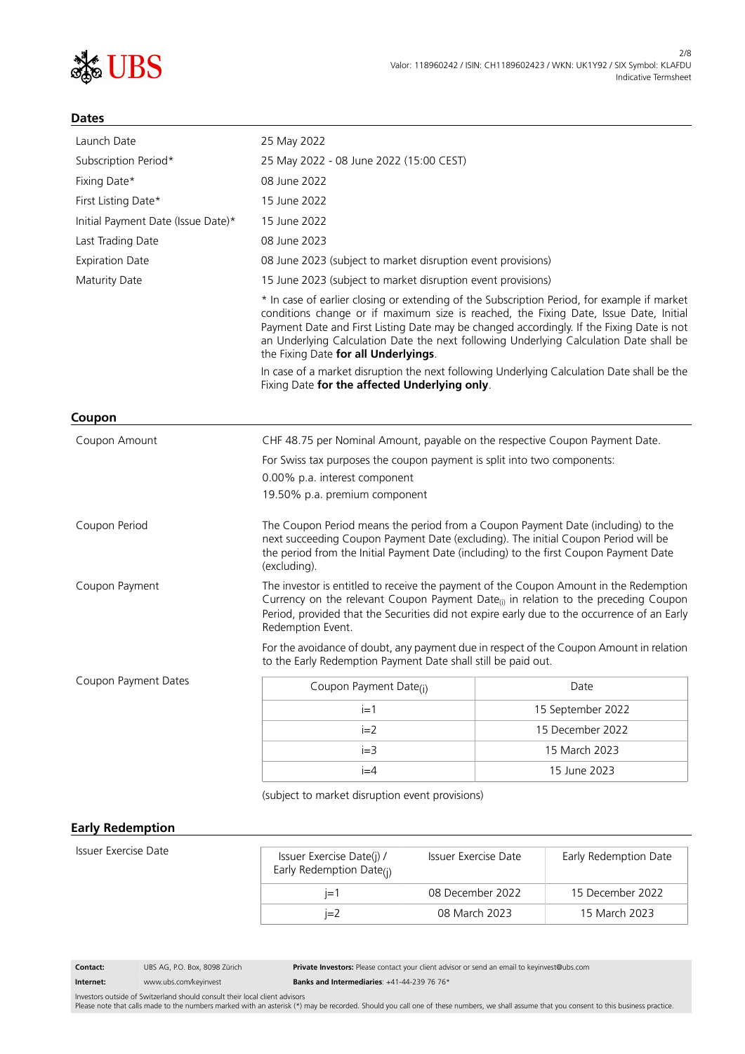## Dates

| | |
|---|---|
| Launch Date | 25 May 2022 |
| Subscription Period* | 25 May 2022 - 08 June 2022 (15:00 CEST) |
| Fixing Date* | 08 June 2022 |
| First Listing Date* | 15 June 2022 |
| Initial Payment Date (Issue Date)* | 15 June 2022 |
| Last Trading Date | 08 June 2023 |
| Expiration Date | 08 June 2023 (subject to market disruption event provisions) |
| Maturity Date | 15 June 2023 (subject to market disruption event provisions) |

* In case of earlier closing or extending of the Subscription Period, for example if market conditions change or if maximum size is reached, the Fixing Date, Issue Date, Initial Payment Date and First Listing Date may be changed accordingly. If the Fixing Date is not an Underlying Calculation Date the next following Underlying Calculation Date shall be the Fixing Date **for all Underlyings**.

In case of a market disruption the next following Underlying Calculation Date shall be the Fixing Date **for the affected Underlying only**.

## Coupon

**Coupon Amount**

CHF 48.75 per Nominal Amount, payable on the respective Coupon Payment Date.

For Swiss tax purposes the coupon payment is split into two components:

0.00% p.a. interest component

19.50% p.a. premium component

**Coupon Period**

The Coupon Period means the period from a Coupon Payment Date (including) to the next succeeding Coupon Payment Date (excluding). The initial Coupon Period will be the period from the Initial Payment Date (including) to the first Coupon Payment Date (excluding).

**Coupon Payment**

The investor is entitled to receive the payment of the Coupon Amount in the Redemption Currency on the relevant Coupon Payment $\text{Date}_{(i)}$ in relation to the preceding Coupon Period, provided that the Securities did not expire early due to the occurrence of an Early Redemption Event.

For the avoidance of doubt, any payment due in respect of the Coupon Amount in relation to the Early Redemption Payment Date shall still be paid out.

**Coupon Payment Dates**

| Coupon Payment $\text{Date}_{(i)}$ | Date |
|---|---|
| i=1 | 15 September 2022 |
| i=2 | 15 December 2022 |
| i=3 | 15 March 2023 |
| i=4 | 15 June 2023 |

(subject to market disruption event provisions)

## Early Redemption

**Issuer Exercise Date**

| Issuer Exercise Date(j) / Early Redemption $\text{Date}_{(j)}$ | Issuer Exercise Date | Early Redemption Date |
|---|---|---|
| j=1 | 08 December 2022 | 15 December 2022 |
| j=2 | 08 March 2023 | 15 March 2023 |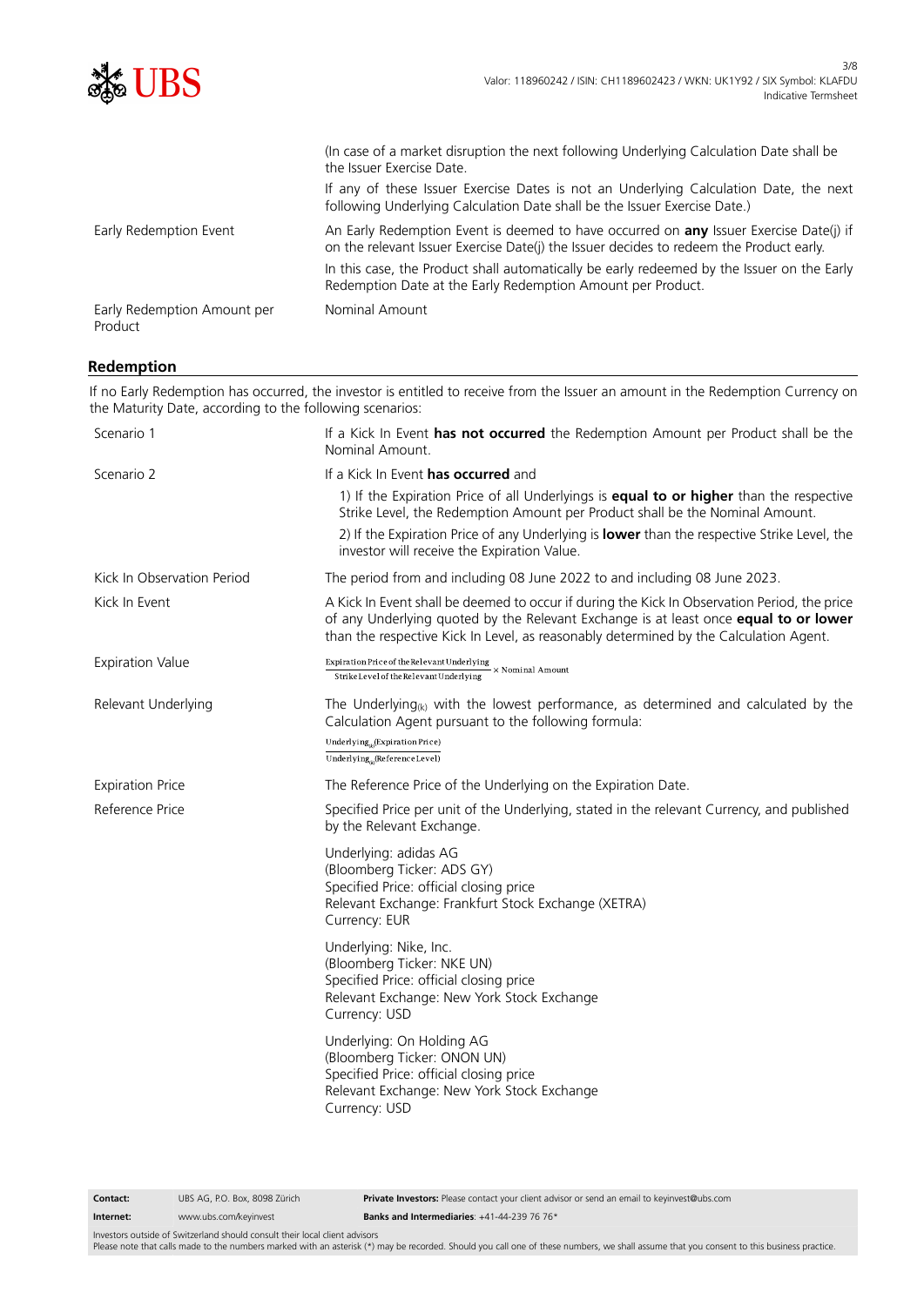| | |
|---|---|
| | (In case of a market disruption the next following Underlying Calculation Date shall be the Issuer Exercise Date. If any of these Issuer Exercise Dates is not an Underlying Calculation Date, the next following Underlying Calculation Date shall be the Issuer Exercise Date.) |
| Early Redemption Event | An Early Redemption Event is deemed to have occurred on **any** Issuer Exercise Date(j) if on the relevant Issuer Exercise Date(j) the Issuer decides to redeem the Product early. In this case, the Product shall automatically be early redeemed by the Issuer on the Early Redemption Date at the Early Redemption Amount per Product. |
| Early Redemption Amount per Product | Nominal Amount |

## Redemption

If no Early Redemption has occurred, the investor is entitled to receive from the Issuer an amount in the Redemption Currency on the Maturity Date, according to the following scenarios:

| | |
|---|---|
| Scenario 1 | If a Kick In Event **has not occurred** the Redemption Amount per Product shall be the Nominal Amount. |
| Scenario 2 | If a Kick In Event **has occurred** and 1) If the Expiration Price of all Underlyings is **equal to or higher** than the respective Strike Level, the Redemption Amount per Product shall be the Nominal Amount. 2) If the Expiration Price of any Underlying is **lower** than the respective Strike Level, the investor will receive the Expiration Value. |
| Kick In Observation Period | The period from and including 08 June 2022 to and including 08 June 2023. |
| Kick In Event | A Kick In Event shall be deemed to occur if during the Kick In Observation Period, the price of any Underlying quoted by the Relevant Exchange is at least once **equal to or lower** than the respective Kick In Level, as reasonably determined by the Calculation Agent. |
| Expiration Value | $\frac{\text{Expiration Price of the Relevant Underlying}}{\text{Strike Level of the Relevant Underlying}} \times \text{Nominal Amount}$ |
| Relevant Underlying | The $\text{Underlying}_{(k)}$ with the lowest performance, as determined and calculated by the Calculation Agent pursuant to the following formula: $\frac{\text{Underlying}_{(k)}(\text{Expiration Price})}{\text{Underlying}_{(k)}(\text{Reference Level})}$ |
| Expiration Price | The Reference Price of the Underlying on the Expiration Date. |
| Reference Price | Specified Price per unit of the Underlying, stated in the relevant Currency, and published by the Relevant Exchange. |
| | Underlying: adidas AG (Bloomberg Ticker: ADS GY) Specified Price: official closing price Relevant Exchange: Frankfurt Stock Exchange (XETRA) Currency: EUR |
| | Underlying: Nike, Inc. (Bloomberg Ticker: NKE UN) Specified Price: official closing price Relevant Exchange: New York Stock Exchange Currency: USD |
| | Underlying: On Holding AG (Bloomberg Ticker: ONON UN) Specified Price: official closing price Relevant Exchange: New York Stock Exchange Currency: USD |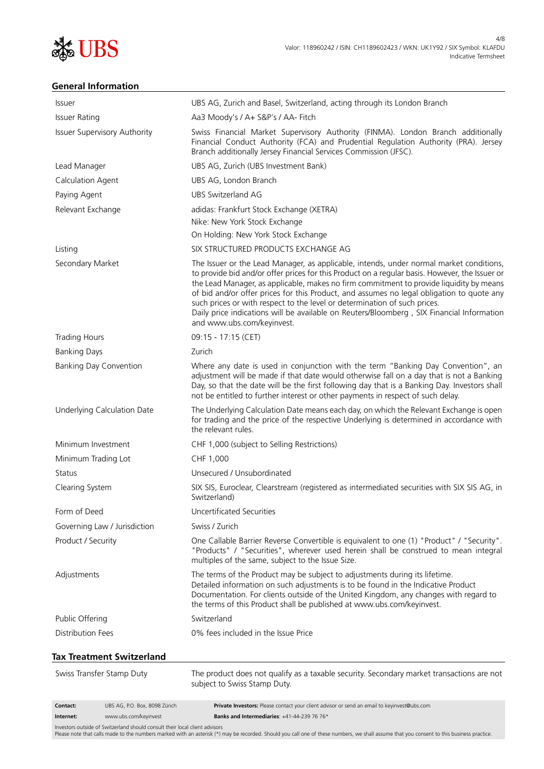## General Information

| | |
|---|---|
| Issuer | UBS AG, Zurich and Basel, Switzerland, acting through its London Branch |
| Issuer Rating | Aa3 Moody's / A+ S&P's / AA- Fitch |
| Issuer Supervisory Authority | Swiss Financial Market Supervisory Authority (FINMA). London Branch additionally Financial Conduct Authority (FCA) and Prudential Regulation Authority (PRA). Jersey Branch additionally Jersey Financial Services Commission (JFSC). |
| Lead Manager | UBS AG, Zurich (UBS Investment Bank) |
| Calculation Agent | UBS AG, London Branch |
| Paying Agent | UBS Switzerland AG |
| Relevant Exchange | adidas: Frankfurt Stock Exchange (XETRA)<br>Nike: New York Stock Exchange<br>On Holding: New York Stock Exchange |
| Listing | SIX STRUCTURED PRODUCTS EXCHANGE AG |
| Secondary Market | The Issuer or the Lead Manager, as applicable, intends, under normal market conditions, to provide bid and/or offer prices for this Product on a regular basis. However, the Issuer or the Lead Manager, as applicable, makes no firm commitment to provide liquidity by means of bid and/or offer prices for this Product, and assumes no legal obligation to quote any such prices or with respect to the level or determination of such prices.<br>Daily price indications will be available on Reuters/Bloomberg , SIX Financial Information and www.ubs.com/keyinvest. |
| Trading Hours | 09:15 - 17:15 (CET) |
| Banking Days | Zurich |
| Banking Day Convention | Where any date is used in conjunction with the term "Banking Day Convention", an adjustment will be made if that date would otherwise fall on a day that is not a Banking Day, so that the date will be the first following day that is a Banking Day. Investors shall not be entitled to further interest or other payments in respect of such delay. |
| Underlying Calculation Date | The Underlying Calculation Date means each day, on which the Relevant Exchange is open for trading and the price of the respective Underlying is determined in accordance with the relevant rules. |
| Minimum Investment | CHF 1,000 (subject to Selling Restrictions) |
| Minimum Trading Lot | CHF 1,000 |
| Status | Unsecured / Unsubordinated |
| Clearing System | SIX SIS, Euroclear, Clearstream (registered as intermediated securities with SIX SIS AG, in Switzerland) |
| Form of Deed | Uncertificated Securities |
| Governing Law / Jurisdiction | Swiss / Zurich |
| Product / Security | One Callable Barrier Reverse Convertible is equivalent to one (1) "Product" / "Security". "Products" / "Securities", wherever used herein shall be construed to mean integral multiples of the same, subject to the Issue Size. |
| Adjustments | The terms of the Product may be subject to adjustments during its lifetime.<br>Detailed information on such adjustments is to be found in the Indicative Product Documentation. For clients outside of the United Kingdom, any changes with regard to the terms of this Product shall be published at www.ubs.com/keyinvest. |
| Public Offering | Switzerland |
| Distribution Fees | 0% fees included in the Issue Price |

## Tax Treatment Switzerland

| | |
|---|---|
| Swiss Transfer Stamp Duty | The product does not qualify as a taxable security. Secondary market transactions are not subject to Swiss Stamp Duty. |

| | | |
|---|---|---|
| **Contact:** | UBS AG, P.O. Box, 8098 Zürich | **Private Investors:** Please contact your client advisor or send an email to keyinvest@ubs.com |
| **Internet:** | www.ubs.com/keyinvest | **Banks and Intermediaries**: +41-44-239 76 76* |

Investors outside of Switzerland should consult their local client advisors
Please note that calls made to the numbers marked with an asterisk (*) may be recorded. Should you call one of these numbers, we shall assume that you consent to this business practice.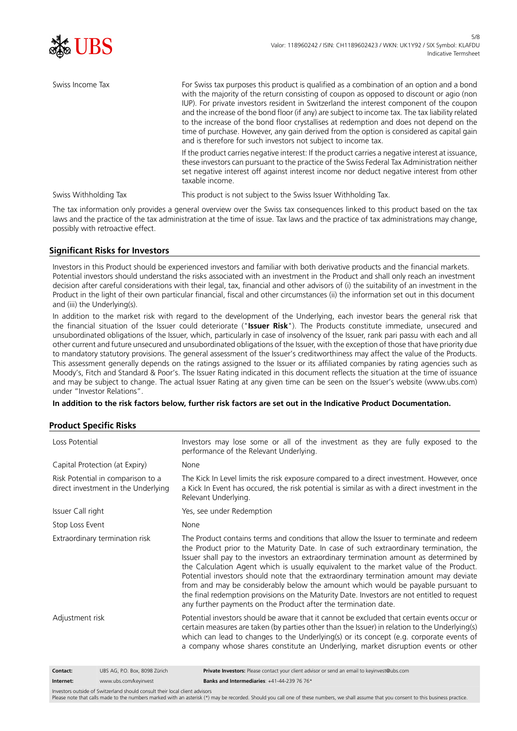| | |
|---|---|
| Swiss Income Tax | For Swiss tax purposes this product is qualified as a combination of an option and a bond with the majority of the return consisting of coupon as opposed to discount or agio (non IUP). For private investors resident in Switzerland the interest component of the coupon and the increase of the bond floor (if any) are subject to income tax. The tax liability related to the increase of the bond floor crystallises at redemption and does not depend on the time of purchase. However, any gain derived from the option is considered as capital gain and is therefore for such investors not subject to income tax.<br><br>If the product carries negative interest: If the product carries a negative interest at issuance, these investors can pursuant to the practice of the Swiss Federal Tax Administration neither set negative interest off against interest income nor deduct negative interest from other taxable income. |
| Swiss Withholding Tax | This product is not subject to the Swiss Issuer Withholding Tax. |

The tax information only provides a general overview over the Swiss tax consequences linked to this product based on the tax laws and the practice of the tax administration at the time of issue. Tax laws and the practice of tax administrations may change, possibly with retroactive effect.

## Significant Risks for Investors

Investors in this Product should be experienced investors and familiar with both derivative products and the financial markets. Potential investors should understand the risks associated with an investment in the Product and shall only reach an investment decision after careful considerations with their legal, tax, financial and other advisors of (i) the suitability of an investment in the Product in the light of their own particular financial, fiscal and other circumstances (ii) the information set out in this document and (iii) the Underlying(s).

In addition to the market risk with regard to the development of the Underlying, each investor bears the general risk that the financial situation of the Issuer could deteriorate ("**Issuer Risk**"). The Products constitute immediate, unsecured and unsubordinated obligations of the Issuer, which, particularly in case of insolvency of the Issuer, rank pari passu with each and all other current and future unsecured and unsubordinated obligations of the Issuer, with the exception of those that have priority due to mandatory statutory provisions. The general assessment of the Issuer's creditworthiness may affect the value of the Products. This assessment generally depends on the ratings assigned to the Issuer or its affiliated companies by rating agencies such as Moody's, Fitch and Standard & Poor's. The Issuer Rating indicated in this document reflects the situation at the time of issuance and may be subject to change. The actual Issuer Rating at any given time can be seen on the Issuer's website (www.ubs.com) under "Investor Relations".

**In addition to the risk factors below, further risk factors are set out in the Indicative Product Documentation.**

## Product Specific Risks

| | |
|---|---|
| Loss Potential | Investors may lose some or all of the investment as they are fully exposed to the performance of the Relevant Underlying. |
| Capital Protection (at Expiry) | None |
| Risk Potential in comparison to a direct investment in the Underlying | The Kick In Level limits the risk exposure compared to a direct investment. However, once a Kick In Event has occured, the risk potential is similar as with a direct investment in the Relevant Underlying. |
| Issuer Call right | Yes, see under Redemption |
| Stop Loss Event | None |
| Extraordinary termination risk | The Product contains terms and conditions that allow the Issuer to terminate and redeem the Product prior to the Maturity Date. In case of such extraordinary termination, the Issuer shall pay to the investors an extraordinary termination amount as determined by the Calculation Agent which is usually equivalent to the market value of the Product. Potential investors should note that the extraordinary termination amount may deviate from and may be considerably below the amount which would be payable pursuant to the final redemption provisions on the Maturity Date. Investors are not entitled to request any further payments on the Product after the termination date. |
| Adjustment risk | Potential investors should be aware that it cannot be excluded that certain events occur or certain measures are taken (by parties other than the Issuer) in relation to the Underlying(s) which can lead to changes to the Underlying(s) or its concept (e.g. corporate events of a company whose shares constitute an Underlying, market disruption events or other |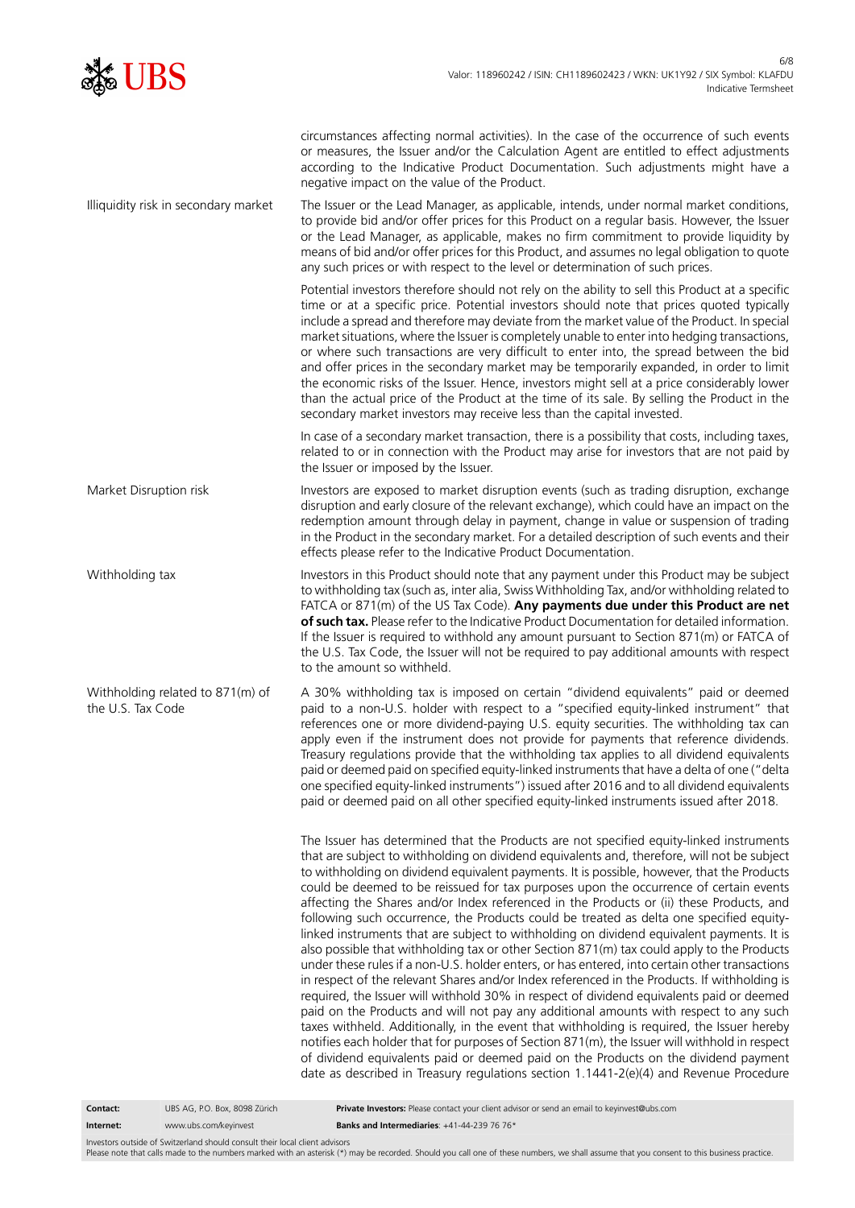circumstances affecting normal activities). In the case of the occurrence of such events or measures, the Issuer and/or the Calculation Agent are entitled to effect adjustments according to the Indicative Product Documentation. Such adjustments might have a negative impact on the value of the Product.

| | |
|---|---|
| Illiquidity risk in secondary market | The Issuer or the Lead Manager, as applicable, intends, under normal market conditions, to provide bid and/or offer prices for this Product on a regular basis. However, the Issuer or the Lead Manager, as applicable, makes no firm commitment to provide liquidity by means of bid and/or offer prices for this Product, and assumes no legal obligation to quote any such prices or with respect to the level or determination of such prices.<br><br>Potential investors therefore should not rely on the ability to sell this Product at a specific time or at a specific price. Potential investors should note that prices quoted typically include a spread and therefore may deviate from the market value of the Product. In special market situations, where the Issuer is completely unable to enter into hedging transactions, or where such transactions are very difficult to enter into, the spread between the bid and offer prices in the secondary market may be temporarily expanded, in order to limit the economic risks of the Issuer. Hence, investors might sell at a price considerably lower than the actual price of the Product at the time of its sale. By selling the Product in the secondary market investors may receive less than the capital invested.<br><br>In case of a secondary market transaction, there is a possibility that costs, including taxes, related to or in connection with the Product may arise for investors that are not paid by the Issuer or imposed by the Issuer. |
| Market Disruption risk | Investors are exposed to market disruption events (such as trading disruption, exchange disruption and early closure of the relevant exchange), which could have an impact on the redemption amount through delay in payment, change in value or suspension of trading in the Product in the secondary market. For a detailed description of such events and their effects please refer to the Indicative Product Documentation. |
| Withholding tax | Investors in this Product should note that any payment under this Product may be subject to withholding tax (such as, inter alia, Swiss Withholding Tax, and/or withholding related to FATCA or 871(m) of the US Tax Code). **Any payments due under this Product are net of such tax.** Please refer to the Indicative Product Documentation for detailed information. If the Issuer is required to withhold any amount pursuant to Section 871(m) or FATCA of the U.S. Tax Code, the Issuer will not be required to pay additional amounts with respect to the amount so withheld. |
| Withholding related to 871(m) of the U.S. Tax Code | A 30% withholding tax is imposed on certain "dividend equivalents" paid or deemed paid to a non-U.S. holder with respect to a "specified equity-linked instrument" that references one or more dividend-paying U.S. equity securities. The withholding tax can apply even if the instrument does not provide for payments that reference dividends. Treasury regulations provide that the withholding tax applies to all dividend equivalents paid or deemed paid on specified equity-linked instruments that have a delta of one ("delta one specified equity-linked instruments") issued after 2016 and to all dividend equivalents paid or deemed paid on all other specified equity-linked instruments issued after 2018.<br><br>The Issuer has determined that the Products are not specified equity-linked instruments that are subject to withholding on dividend equivalents and, therefore, will not be subject to withholding on dividend equivalent payments. It is possible, however, that the Products could be deemed to be reissued for tax purposes upon the occurrence of certain events affecting the Shares and/or Index referenced in the Products or (ii) these Products, and following such occurrence, the Products could be treated as delta one specified equity-linked instruments that are subject to withholding on dividend equivalent payments. It is also possible that withholding tax or other Section 871(m) tax could apply to the Products under these rules if a non-U.S. holder enters, or has entered, into certain other transactions in respect of the relevant Shares and/or Index referenced in the Products. If withholding is required, the Issuer will withhold 30% in respect of dividend equivalents paid or deemed paid on the Products and will not pay any additional amounts with respect to any such taxes withheld. Additionally, in the event that withholding is required, the Issuer hereby notifies each holder that for purposes of Section 871(m), the Issuer will withhold in respect of dividend equivalents paid or deemed paid on the Products on the dividend payment date as described in Treasury regulations section 1.1441-2(e)(4) and Revenue Procedure |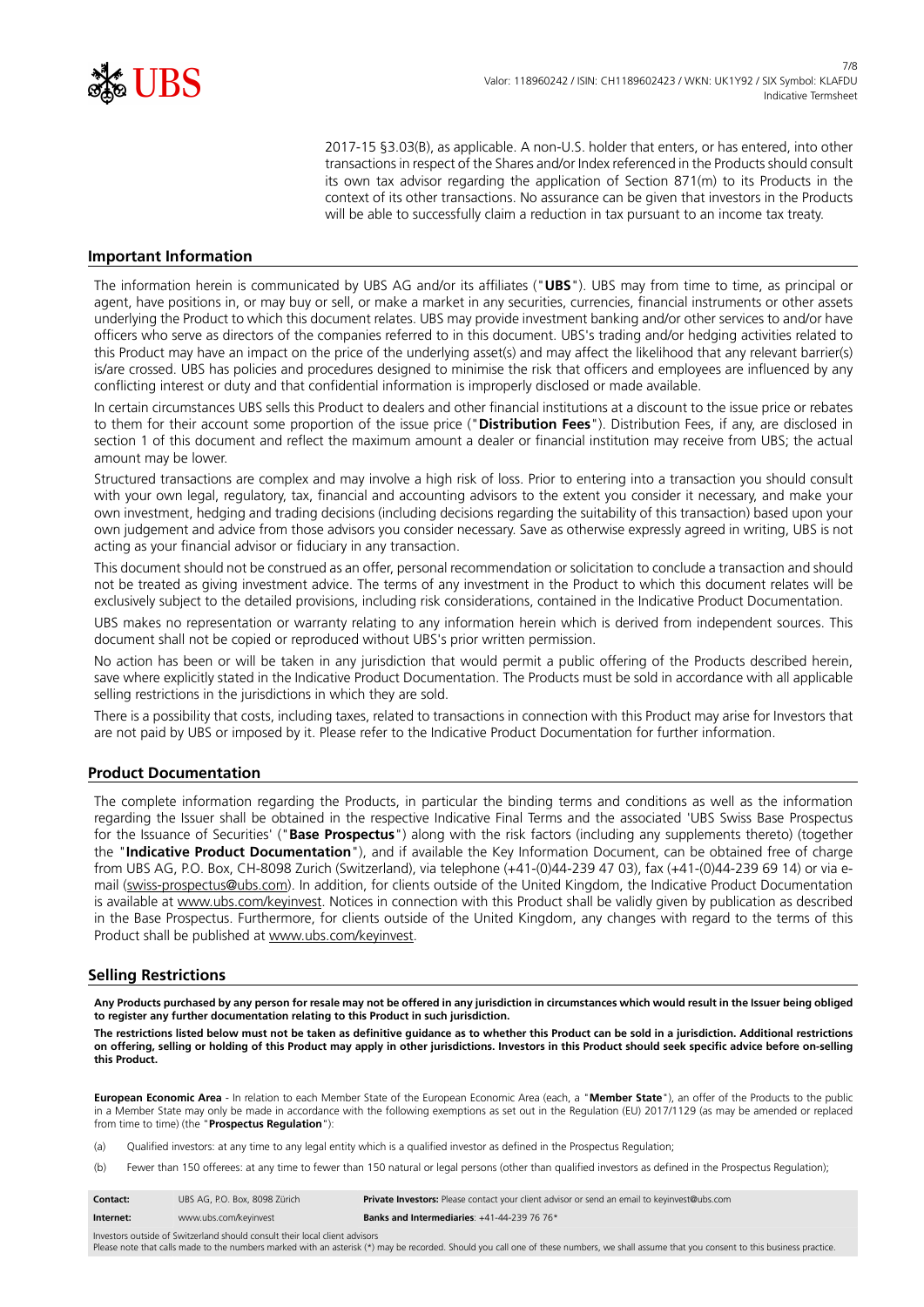2017-15 §3.03(B), as applicable. A non-U.S. holder that enters, or has entered, into other transactions in respect of the Shares and/or Index referenced in the Products should consult its own tax advisor regarding the application of Section 871(m) to its Products in the context of its other transactions. No assurance can be given that investors in the Products will be able to successfully claim a reduction in tax pursuant to an income tax treaty.

## Important Information

The information herein is communicated by UBS AG and/or its affiliates ("**UBS**"). UBS may from time to time, as principal or agent, have positions in, or may buy or sell, or make a market in any securities, currencies, financial instruments or other assets underlying the Product to which this document relates. UBS may provide investment banking and/or other services to and/or have officers who serve as directors of the companies referred to in this document. UBS's trading and/or hedging activities related to this Product may have an impact on the price of the underlying asset(s) and may affect the likelihood that any relevant barrier(s) is/are crossed. UBS has policies and procedures designed to minimise the risk that officers and employees are influenced by any conflicting interest or duty and that confidential information is improperly disclosed or made available.

In certain circumstances UBS sells this Product to dealers and other financial institutions at a discount to the issue price or rebates to them for their account some proportion of the issue price ("**Distribution Fees**"). Distribution Fees, if any, are disclosed in section 1 of this document and reflect the maximum amount a dealer or financial institution may receive from UBS; the actual amount may be lower.

Structured transactions are complex and may involve a high risk of loss. Prior to entering into a transaction you should consult with your own legal, regulatory, tax, financial and accounting advisors to the extent you consider it necessary, and make your own investment, hedging and trading decisions (including decisions regarding the suitability of this transaction) based upon your own judgement and advice from those advisors you consider necessary. Save as otherwise expressly agreed in writing, UBS is not acting as your financial advisor or fiduciary in any transaction.

This document should not be construed as an offer, personal recommendation or solicitation to conclude a transaction and should not be treated as giving investment advice. The terms of any investment in the Product to which this document relates will be exclusively subject to the detailed provisions, including risk considerations, contained in the Indicative Product Documentation.

UBS makes no representation or warranty relating to any information herein which is derived from independent sources. This document shall not be copied or reproduced without UBS's prior written permission.

No action has been or will be taken in any jurisdiction that would permit a public offering of the Products described herein, save where explicitly stated in the Indicative Product Documentation. The Products must be sold in accordance with all applicable selling restrictions in the jurisdictions in which they are sold.

There is a possibility that costs, including taxes, related to transactions in connection with this Product may arise for Investors that are not paid by UBS or imposed by it. Please refer to the Indicative Product Documentation for further information.

## Product Documentation

The complete information regarding the Products, in particular the binding terms and conditions as well as the information regarding the Issuer shall be obtained in the respective Indicative Final Terms and the associated 'UBS Swiss Base Prospectus for the Issuance of Securities' ("**Base Prospectus**") along with the risk factors (including any supplements thereto) (together the "**Indicative Product Documentation**"), and if available the Key Information Document, can be obtained free of charge from UBS AG, P.O. Box, CH-8098 Zurich (Switzerland), via telephone (+41-(0)44-239 47 03), fax (+41-(0)44-239 69 14) or via e-mail (swiss-prospectus@ubs.com). In addition, for clients outside of the United Kingdom, the Indicative Product Documentation is available at www.ubs.com/keyinvest. Notices in connection with this Product shall be validly given by publication as described in the Base Prospectus. Furthermore, for clients outside of the United Kingdom, any changes with regard to the terms of this Product shall be published at www.ubs.com/keyinvest.

## Selling Restrictions

**Any Products purchased by any person for resale may not be offered in any jurisdiction in circumstances which would result in the Issuer being obliged to register any further documentation relating to this Product in such jurisdiction.**

**The restrictions listed below must not be taken as definitive guidance as to whether this Product can be sold in a jurisdiction. Additional restrictions on offering, selling or holding of this Product may apply in other jurisdictions. Investors in this Product should seek specific advice before on-selling this Product.**

**European Economic Area** - In relation to each Member State of the European Economic Area (each, a "**Member State**"), an offer of the Products to the public in a Member State may only be made in accordance with the following exemptions as set out in the Regulation (EU) 2017/1129 (as may be amended or replaced from time to time) (the "**Prospectus Regulation**"):

(a) Qualified investors: at any time to any legal entity which is a qualified investor as defined in the Prospectus Regulation;

(b) Fewer than 150 offerees: at any time to fewer than 150 natural or legal persons (other than qualified investors as defined in the Prospectus Regulation);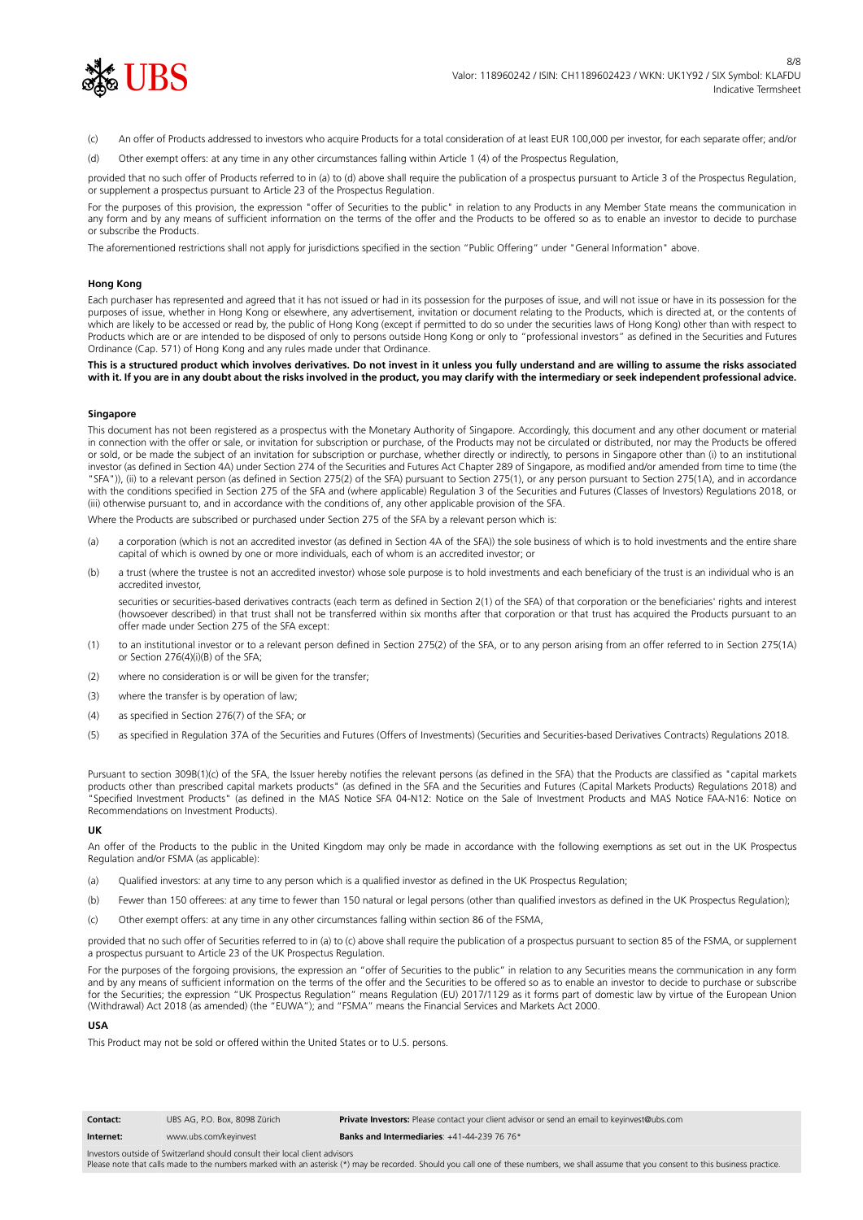(c) An offer of Products addressed to investors who acquire Products for a total consideration of at least EUR 100,000 per investor, for each separate offer; and/or

(d) Other exempt offers: at any time in any other circumstances falling within Article 1 (4) of the Prospectus Regulation,

provided that no such offer of Products referred to in (a) to (d) above shall require the publication of a prospectus pursuant to Article 3 of the Prospectus Regulation, or supplement a prospectus pursuant to Article 23 of the Prospectus Regulation.

For the purposes of this provision, the expression "offer of Securities to the public" in relation to any Products in any Member State means the communication in any form and by any means of sufficient information on the terms of the offer and the Products to be offered so as to enable an investor to decide to purchase or subscribe the Products.

The aforementioned restrictions shall not apply for jurisdictions specified in the section "Public Offering" under "General Information" above.

**Hong Kong**

Each purchaser has represented and agreed that it has not issued or had in its possession for the purposes of issue, and will not issue or have in its possession for the purposes of issue, whether in Hong Kong or elsewhere, any advertisement, invitation or document relating to the Products, which is directed at, or the contents of which are likely to be accessed or read by, the public of Hong Kong (except if permitted to do so under the securities laws of Hong Kong) other than with respect to Products which are or are intended to be disposed of only to persons outside Hong Kong or only to "professional investors" as defined in the Securities and Futures Ordinance (Cap. 571) of Hong Kong and any rules made under that Ordinance.

**This is a structured product which involves derivatives. Do not invest in it unless you fully understand and are willing to assume the risks associated with it. If you are in any doubt about the risks involved in the product, you may clarify with the intermediary or seek independent professional advice.**

**Singapore**

This document has not been registered as a prospectus with the Monetary Authority of Singapore. Accordingly, this document and any other document or material in connection with the offer or sale, or invitation for subscription or purchase, of the Products may not be circulated or distributed, nor may the Products be offered or sold, or be made the subject of an invitation for subscription or purchase, whether directly or indirectly, to persons in Singapore other than (i) to an institutional investor (as defined in Section 4A) under Section 274 of the Securities and Futures Act Chapter 289 of Singapore, as modified and/or amended from time to time (the "SFA"), (ii) to a relevant person (as defined in Section 275(2) of the SFA) pursuant to Section 275(1), or any person pursuant to Section 275(1A), and in accordance with the conditions specified in Section 275 of the SFA and (where applicable) Regulation 3 of the Securities and Futures (Classes of Investors) Regulations 2018, or (iii) otherwise pursuant to, and in accordance with the conditions of, any other applicable provision of the SFA.

Where the Products are subscribed or purchased under Section 275 of the SFA by a relevant person which is:

(a) a corporation (which is not an accredited investor (as defined in Section 4A of the SFA)) the sole business of which is to hold investments and the entire share capital of which is owned by one or more individuals, each of whom is an accredited investor; or

(b) a trust (where the trustee is not an accredited investor) whose sole purpose is to hold investments and each beneficiary of the trust is an individual who is an accredited investor,

securities or securities-based derivatives contracts (each term as defined in Section 2(1) of the SFA) of that corporation or the beneficiaries' rights and interest (howsoever described) in that trust shall not be transferred within six months after that corporation or that trust has acquired the Products pursuant to an offer made under Section 275 of the SFA except:

(1) to an institutional investor or to a relevant person defined in Section 275(2) of the SFA, or to any person arising from an offer referred to in Section 275(1A) or Section 276(4)(i)(B) of the SFA;

(2) where no consideration is or will be given for the transfer;

(3) where the transfer is by operation of law;

(4) as specified in Section 276(7) of the SFA; or

(5) as specified in Regulation 37A of the Securities and Futures (Offers of Investments) (Securities and Securities-based Derivatives Contracts) Regulations 2018.

Pursuant to section 309B(1)(c) of the SFA, the Issuer hereby notifies the relevant persons (as defined in the SFA) that the Products are classified as "capital markets products other than prescribed capital markets products" (as defined in the SFA and the Securities and Futures (Capital Markets Products) Regulations 2018) and "Specified Investment Products" (as defined in the MAS Notice SFA 04-N12: Notice on the Sale of Investment Products and MAS Notice FAA-N16: Notice on Recommendations on Investment Products).

**UK**

An offer of the Products to the public in the United Kingdom may only be made in accordance with the following exemptions as set out in the UK Prospectus Regulation and/or FSMA (as applicable):

(a) Qualified investors: at any time to any person which is a qualified investor as defined in the UK Prospectus Regulation;

(b) Fewer than 150 offerees: at any time to fewer than 150 natural or legal persons (other than qualified investors as defined in the UK Prospectus Regulation);

(c) Other exempt offers: at any time in any other circumstances falling within section 86 of the FSMA,

provided that no such offer of Securities referred to in (a) to (c) above shall require the publication of a prospectus pursuant to section 85 of the FSMA, or supplement a prospectus pursuant to Article 23 of the UK Prospectus Regulation.

For the purposes of the forgoing provisions, the expression an "offer of Securities to the public" in relation to any Securities means the communication in any form and by any means of sufficient information on the terms of the offer and the Securities to be offered so as to enable an investor to decide to purchase or subscribe for the Securities; the expression "UK Prospectus Regulation" means Regulation (EU) 2017/1129 as it forms part of domestic law by virtue of the European Union (Withdrawal) Act 2018 (as amended) (the "EUWA"); and "FSMA" means the Financial Services and Markets Act 2000.

**USA**

This Product may not be sold or offered within the United States or to U.S. persons.

| | | |
|---|---|---|
| **Contact:** | UBS AG, P.O. Box, 8098 Zürich | **Private Investors:** Please contact your client advisor or send an email to keyinvest@ubs.com |
| **Internet:** | www.ubs.com/keyinvest | **Banks and Intermediaries**: +41-44-239 76 76* |

Investors outside of Switzerland should consult their local client advisors
Please note that calls made to the numbers marked with an asterisk (*) may be recorded. Should you call one of these numbers, we shall assume that you consent to this business practice.